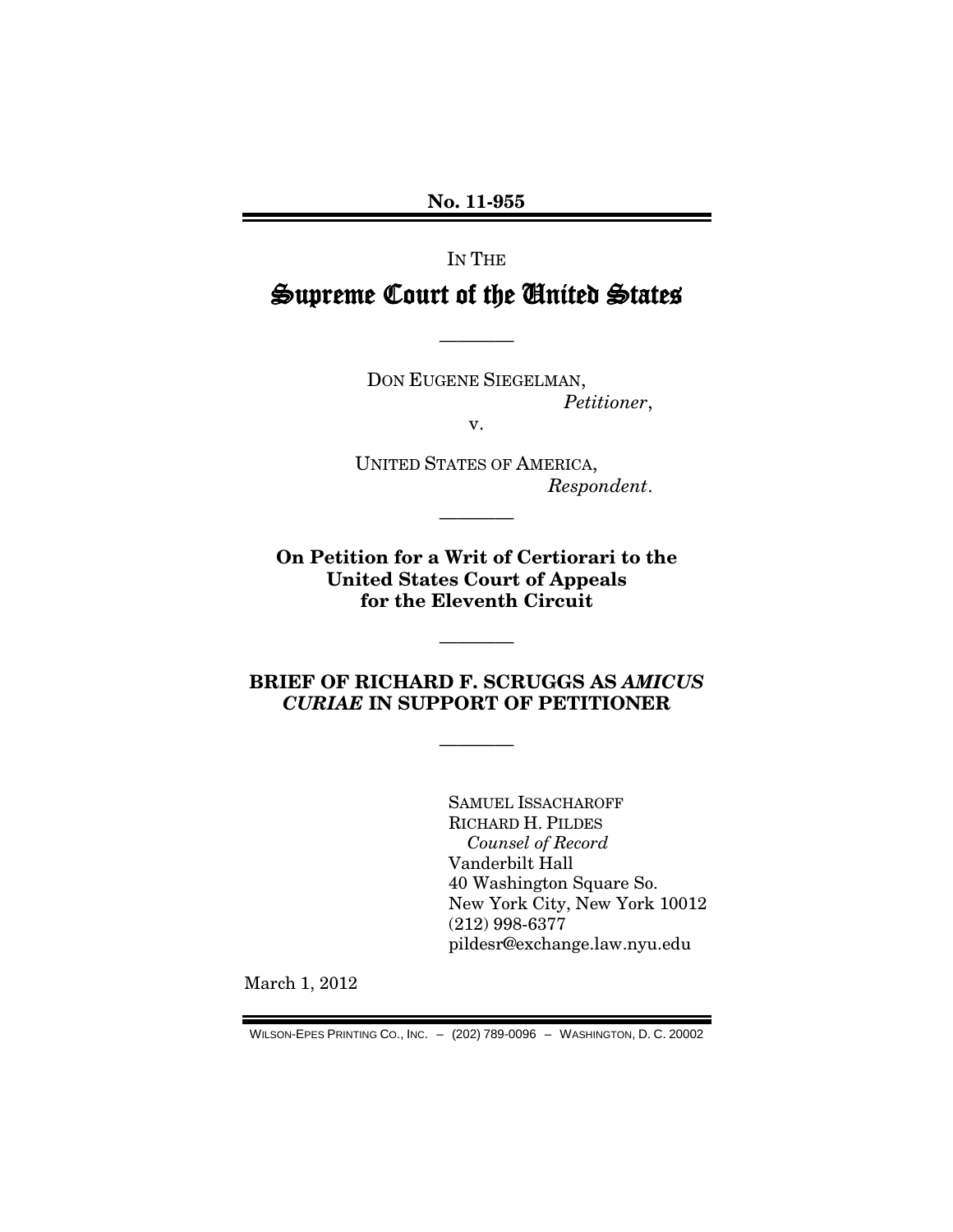**No. 11-955**

IN THE

# Supreme Court of the United States

---

DON EUGENE SIEGELMAN,
*Petitioner*,

v.

UNITED STATES OF AMERICA,
*Respondent*.

---

**On Petition for a Writ of Certiorari to the United States Court of Appeals for the Eleventh Circuit**

---

**BRIEF OF RICHARD F. SCRUGGS AS *AMICUS CURIAE* IN SUPPORT OF PETITIONER**

---

SAMUEL ISSACHAROFF
RICHARD H. PILDES
*Counsel of Record*
Vanderbilt Hall
40 Washington Square So.
New York City, New York 10012
(212) 998-6377
pildesr@exchange.law.nyu.edu

March 1, 2012

WILSON-EPES PRINTING CO., INC. – (202) 789-0096 – WASHINGTON, D. C. 20002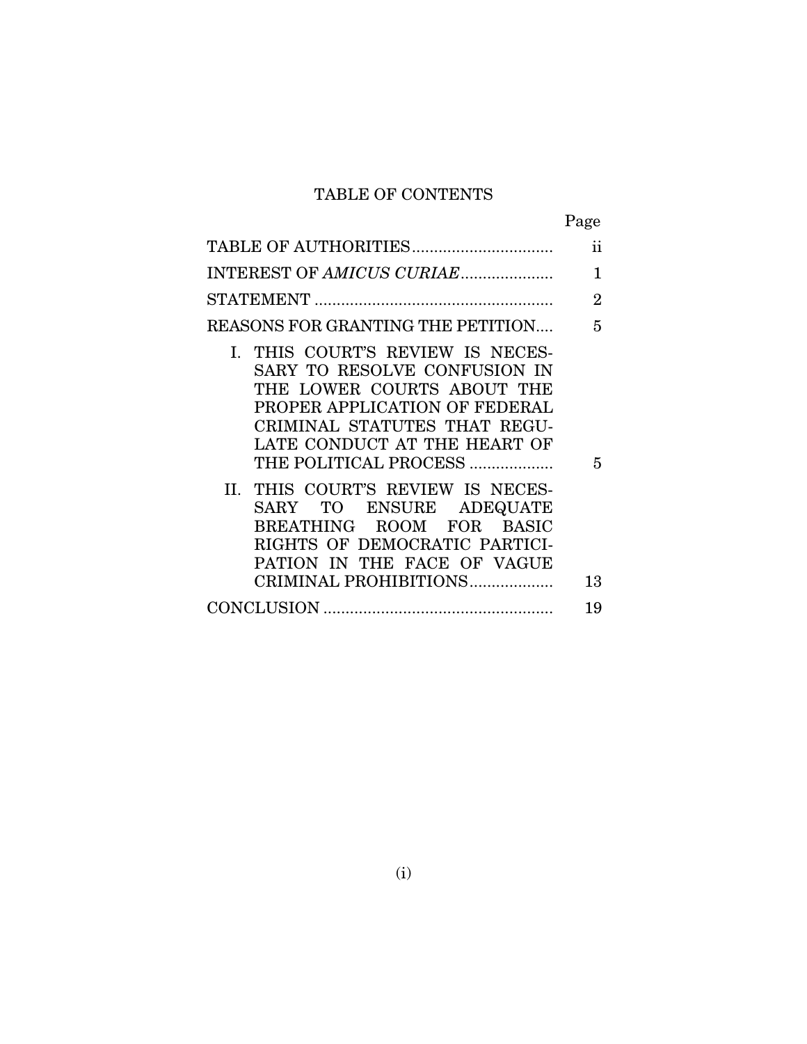# TABLE OF CONTENTS

| | Page |
|---|---|
| TABLE OF AUTHORITIES | ii |
| INTEREST OF *AMICUS CURIAE* | 1 |
| STATEMENT | 2 |
| REASONS FOR GRANTING THE PETITION | 5 |
| I. THIS COURT'S REVIEW IS NECESSARY TO RESOLVE CONFUSION IN THE LOWER COURTS ABOUT THE PROPER APPLICATION OF FEDERAL CRIMINAL STATUTES THAT REGULATE CONDUCT AT THE HEART OF THE POLITICAL PROCESS | 5 |
| II. THIS COURT'S REVIEW IS NECESSARY TO ENSURE ADEQUATE BREATHING ROOM FOR BASIC RIGHTS OF DEMOCRATIC PARTICIPATION IN THE FACE OF VAGUE CRIMINAL PROHIBITIONS | 13 |
| CONCLUSION | 19 |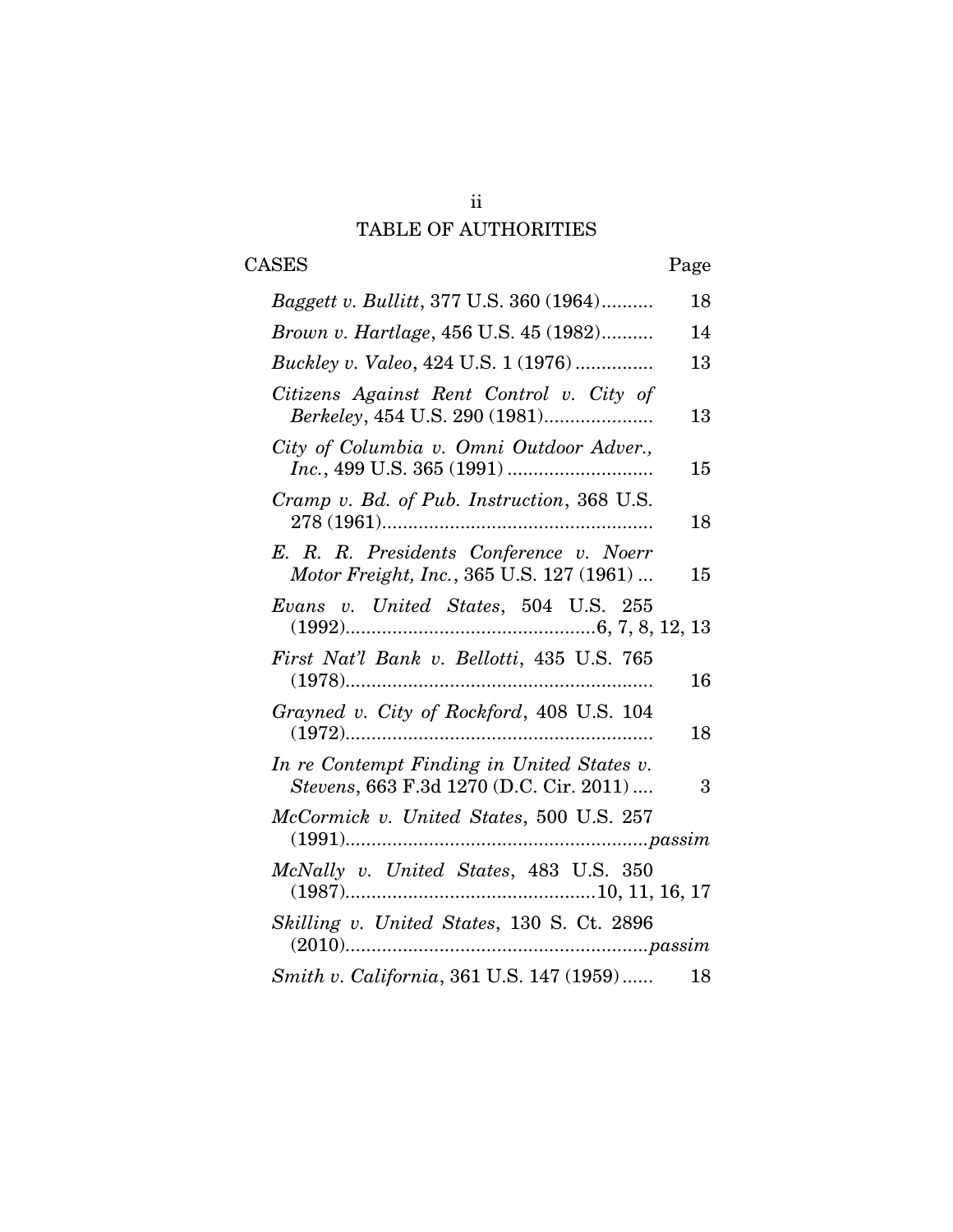# TABLE OF AUTHORITIES

| CASES | Page |
| --- | --- |
| *Baggett v. Bullitt*, 377 U.S. 360 (1964) | 18 |
| *Brown v. Hartlage*, 456 U.S. 45 (1982) | 14 |
| *Buckley v. Valeo*, 424 U.S. 1 (1976) | 13 |
| *Citizens Against Rent Control v. City of Berkeley*, 454 U.S. 290 (1981) | 13 |
| *City of Columbia v. Omni Outdoor Adver., Inc.*, 499 U.S. 365 (1991) | 15 |
| *Cramp v. Bd. of Pub. Instruction*, 368 U.S. 278 (1961) | 18 |
| *E. R. R. Presidents Conference v. Noerr Motor Freight, Inc.*, 365 U.S. 127 (1961) | 15 |
| *Evans v. United States*, 504 U.S. 255 (1992) | 6, 7, 8, 12, 13 |
| *First Nat'l Bank v. Bellotti*, 435 U.S. 765 (1978) | 16 |
| *Grayned v. City of Rockford*, 408 U.S. 104 (1972) | 18 |
| *In re Contempt Finding in United States v. Stevens*, 663 F.3d 1270 (D.C. Cir. 2011) | 3 |
| *McCormick v. United States*, 500 U.S. 257 (1991) | *passim* |
| *McNally v. United States*, 483 U.S. 350 (1987) | 10, 11, 16, 17 |
| *Skilling v. United States*, 130 S. Ct. 2896 (2010) | *passim* |
| *Smith v. California*, 361 U.S. 147 (1959) | 18 |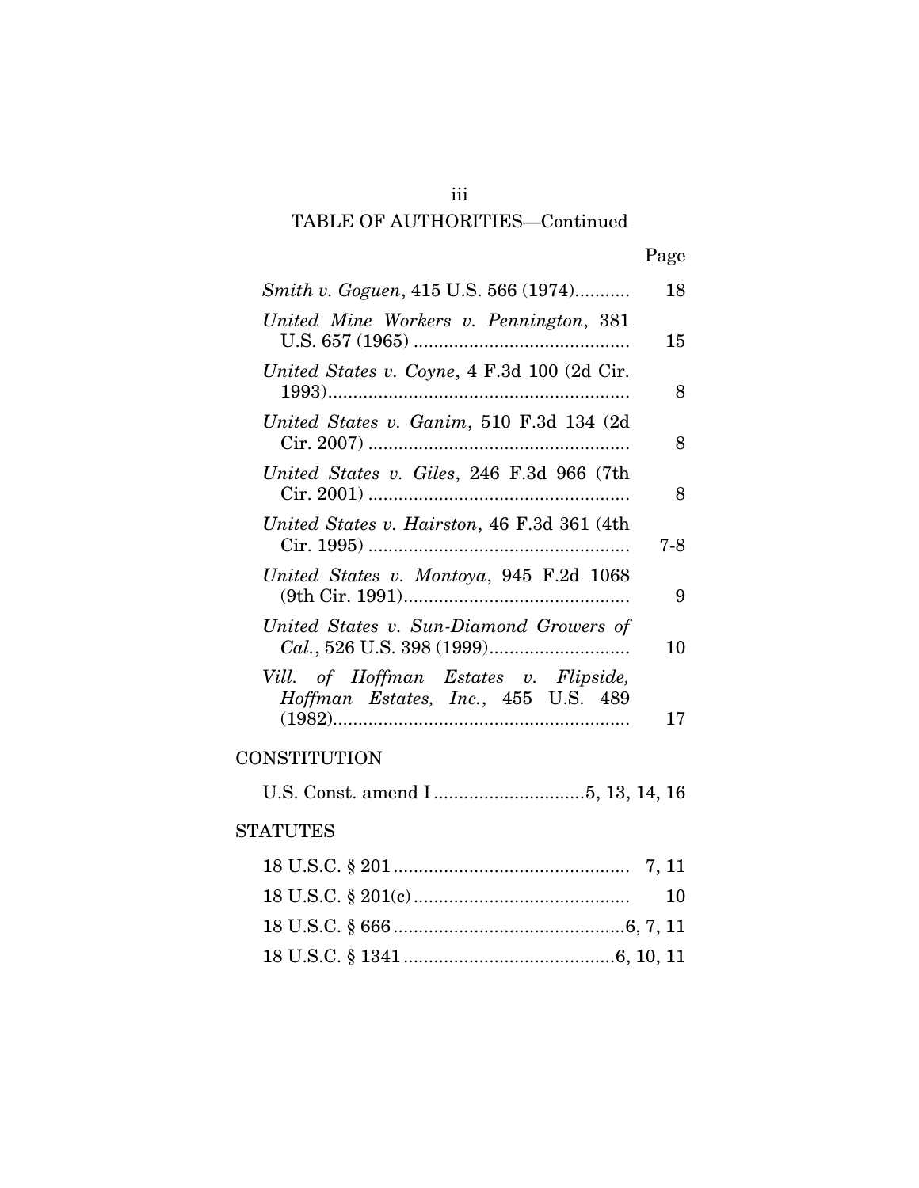TABLE OF AUTHORITIES—Continued

| | Page |
|---|---|
| *Smith v. Goguen*, 415 U.S. 566 (1974) | 18 |
| *United Mine Workers v. Pennington*, 381 U.S. 657 (1965) | 15 |
| *United States v. Coyne*, 4 F.3d 100 (2d Cir. 1993) | 8 |
| *United States v. Ganim*, 510 F.3d 134 (2d Cir. 2007) | 8 |
| *United States v. Giles*, 246 F.3d 966 (7th Cir. 2001) | 8 |
| *United States v. Hairston*, 46 F.3d 361 (4th Cir. 1995) | 7-8 |
| *United States v. Montoya*, 945 F.2d 1068 (9th Cir. 1991) | 9 |
| *United States v. Sun-Diamond Growers of Cal.*, 526 U.S. 398 (1999) | 10 |
| *Vill. of Hoffman Estates v. Flipside, Hoffman Estates, Inc.*, 455 U.S. 489 (1982) | 17 |

CONSTITUTION

| | |
|---|---|
| U.S. Const. amend I | 5, 13, 14, 16 |

STATUTES

| | |
|---|---|
| 18 U.S.C. § 201 | 7, 11 |
| 18 U.S.C. § 201(c) | 10 |
| 18 U.S.C. § 666 | 6, 7, 11 |
| 18 U.S.C. § 1341 | 6, 10, 11 |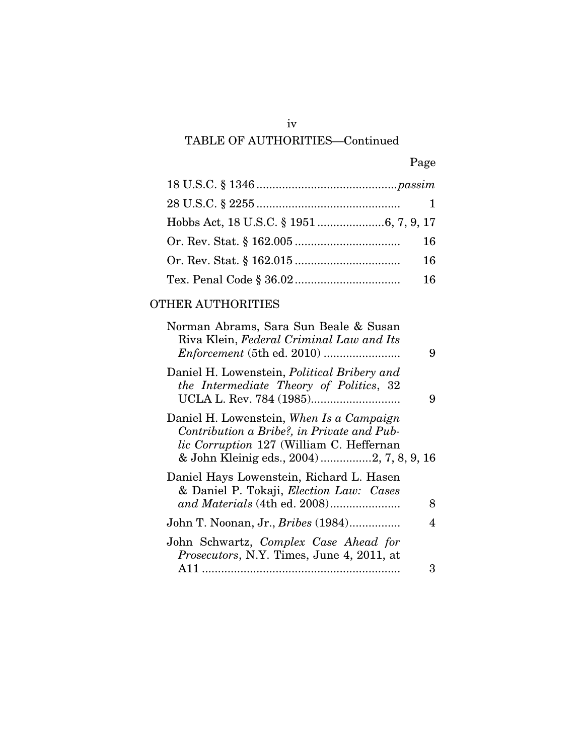## TABLE OF AUTHORITIES—Continued

| | Page |
|---|---|
| 18 U.S.C. § 1346 | *passim* |
| 28 U.S.C. § 2255 | 1 |
| Hobbs Act, 18 U.S.C. § 1951 | 6, 7, 9, 17 |
| Or. Rev. Stat. § 162.005 | 16 |
| Or. Rev. Stat. § 162.015 | 16 |
| Tex. Penal Code § 36.02 | 16 |

### OTHER AUTHORITIES

| | |
|---|---|
| Norman Abrams, Sara Sun Beale & Susan Riva Klein, *Federal Criminal Law and Its Enforcement* (5th ed. 2010) | 9 |
| Daniel H. Lowenstein, *Political Bribery and the Intermediate Theory of Politics*, 32 UCLA L. Rev. 784 (1985) | 9 |
| Daniel H. Lowenstein, *When Is a Campaign Contribution a Bribe?, in Private and Public Corruption* 127 (William C. Heffernan & John Kleinig eds., 2004) | 2, 7, 8, 9, 16 |
| Daniel Hays Lowenstein, Richard L. Hasen & Daniel P. Tokaji, *Election Law: Cases and Materials* (4th ed. 2008) | 8 |
| John T. Noonan, Jr., *Bribes* (1984) | 4 |
| John Schwartz, *Complex Case Ahead for Prosecutors*, N.Y. Times, June 4, 2011, at A11 | 3 |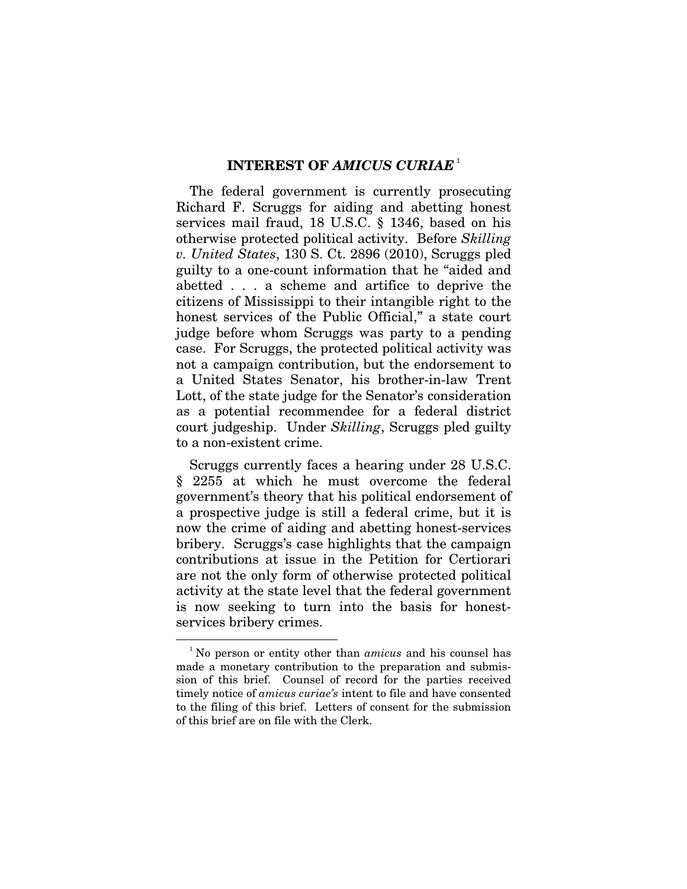## INTEREST OF *AMICUS CURIAE*[1]

The federal government is currently prosecuting Richard F. Scruggs for aiding and abetting honest services mail fraud, 18 U.S.C. § 1346, based on his otherwise protected political activity. Before *Skilling v. United States*, 130 S. Ct. 2896 (2010), Scruggs pled guilty to a one-count information that he "aided and abetted . . . a scheme and artifice to deprive the citizens of Mississippi to their intangible right to the honest services of the Public Official," a state court judge before whom Scruggs was party to a pending case. For Scruggs, the protected political activity was not a campaign contribution, but the endorsement to a United States Senator, his brother-in-law Trent Lott, of the state judge for the Senator's consideration as a potential recommendee for a federal district court judgeship. Under *Skilling*, Scruggs pled guilty to a non-existent crime.

Scruggs currently faces a hearing under 28 U.S.C. § 2255 at which he must overcome the federal government's theory that his political endorsement of a prospective judge is still a federal crime, but it is now the crime of aiding and abetting honest-services bribery. Scruggs's case highlights that the campaign contributions at issue in the Petition for Certiorari are not the only form of otherwise protected political activity at the state level that the federal government is now seeking to turn into the basis for honest-services bribery crimes.

[1] No person or entity other than *amicus* and his counsel has made a monetary contribution to the preparation and submission of this brief. Counsel of record for the parties received timely notice of *amicus curiae's* intent to file and have consented to the filing of this brief. Letters of consent for the submission of this brief are on file with the Clerk.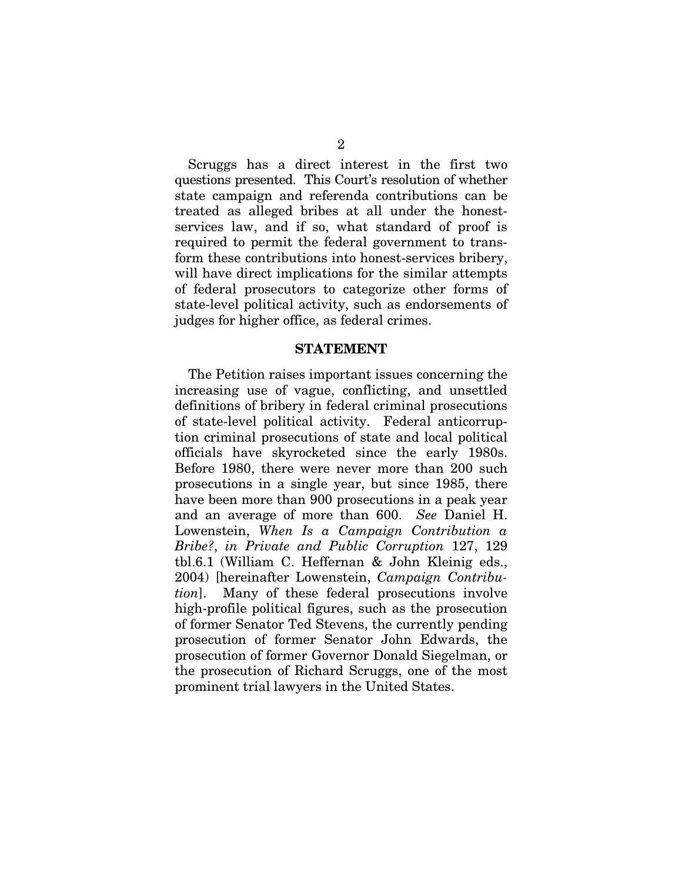Scruggs has a direct interest in the first two questions presented. This Court's resolution of whether state campaign and referenda contributions can be treated as alleged bribes at all under the honest-services law, and if so, what standard of proof is required to permit the federal government to transform these contributions into honest-services bribery, will have direct implications for the similar attempts of federal prosecutors to categorize other forms of state-level political activity, such as endorsements of judges for higher office, as federal crimes.

## STATEMENT

The Petition raises important issues concerning the increasing use of vague, conflicting, and unsettled definitions of bribery in federal criminal prosecutions of state-level political activity. Federal anticorruption criminal prosecutions of state and local political officials have skyrocketed since the early 1980s. Before 1980, there were never more than 200 such prosecutions in a single year, but since 1985, there have been more than 900 prosecutions in a peak year and an average of more than 600. *See* Daniel H. Lowenstein, *When Is a Campaign Contribution a Bribe?*, *in Private and Public Corruption* 127, 129 tbl.6.1 (William C. Heffernan & John Kleinig eds., 2004) [hereinafter Lowenstein, *Campaign Contribution*]. Many of these federal prosecutions involve high-profile political figures, such as the prosecution of former Senator Ted Stevens, the currently pending prosecution of former Senator John Edwards, the prosecution of former Governor Donald Siegelman, or the prosecution of Richard Scruggs, one of the most prominent trial lawyers in the United States.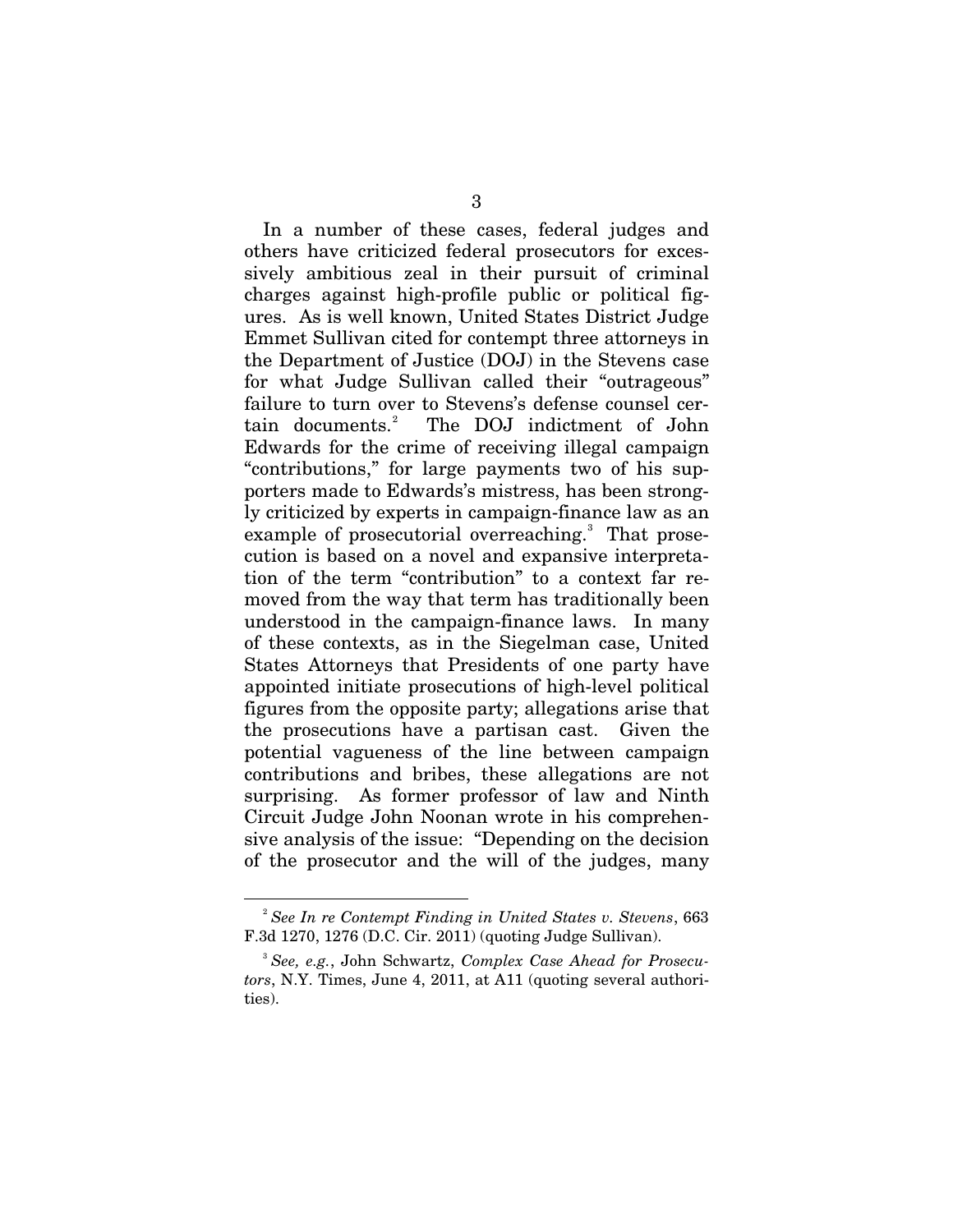In a number of these cases, federal judges and others have criticized federal prosecutors for excessively ambitious zeal in their pursuit of criminal charges against high-profile public or political figures. As is well known, United States District Judge Emmet Sullivan cited for contempt three attorneys in the Department of Justice (DOJ) in the Stevens case for what Judge Sullivan called their "outrageous" failure to turn over to Stevens's defense counsel certain documents.[2] The DOJ indictment of John Edwards for the crime of receiving illegal campaign "contributions," for large payments two of his supporters made to Edwards's mistress, has been strongly criticized by experts in campaign-finance law as an example of prosecutorial overreaching.[3] That prosecution is based on a novel and expansive interpretation of the term "contribution" to a context far removed from the way that term has traditionally been understood in the campaign-finance laws. In many of these contexts, as in the Siegelman case, United States Attorneys that Presidents of one party have appointed initiate prosecutions of high-level political figures from the opposite party; allegations arise that the prosecutions have a partisan cast. Given the potential vagueness of the line between campaign contributions and bribes, these allegations are not surprising. As former professor of law and Ninth Circuit Judge John Noonan wrote in his comprehensive analysis of the issue: "Depending on the decision of the prosecutor and the will of the judges, many

---

[2] *See In re Contempt Finding in United States v. Stevens*, 663 F.3d 1270, 1276 (D.C. Cir. 2011) (quoting Judge Sullivan).

[3] *See, e.g.*, John Schwartz, *Complex Case Ahead for Prosecutors*, N.Y. Times, June 4, 2011, at A11 (quoting several authorities).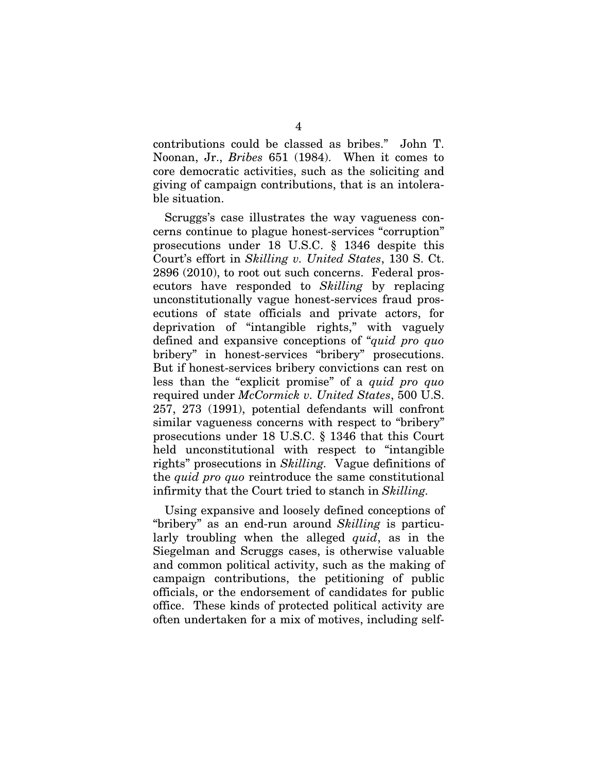contributions could be classed as bribes." John T. Noonan, Jr., *Bribes* 651 (1984). When it comes to core democratic activities, such as the soliciting and giving of campaign contributions, that is an intolerable situation.

Scruggs's case illustrates the way vagueness concerns continue to plague honest-services "corruption" prosecutions under 18 U.S.C. § 1346 despite this Court's effort in *Skilling v. United States*, 130 S. Ct. 2896 (2010), to root out such concerns. Federal prosecutors have responded to *Skilling* by replacing unconstitutionally vague honest-services fraud prosecutions of state officials and private actors, for deprivation of "intangible rights," with vaguely defined and expansive conceptions of "*quid pro quo* bribery" in honest-services "bribery" prosecutions. But if honest-services bribery convictions can rest on less than the "explicit promise" of a *quid pro quo* required under *McCormick v. United States*, 500 U.S. 257, 273 (1991), potential defendants will confront similar vagueness concerns with respect to "bribery" prosecutions under 18 U.S.C. § 1346 that this Court held unconstitutional with respect to "intangible rights" prosecutions in *Skilling*. Vague definitions of the *quid pro quo* reintroduce the same constitutional infirmity that the Court tried to stanch in *Skilling*.

Using expansive and loosely defined conceptions of "bribery" as an end-run around *Skilling* is particularly troubling when the alleged *quid*, as in the Siegelman and Scruggs cases, is otherwise valuable and common political activity, such as the making of campaign contributions, the petitioning of public officials, or the endorsement of candidates for public office. These kinds of protected political activity are often undertaken for a mix of motives, including self-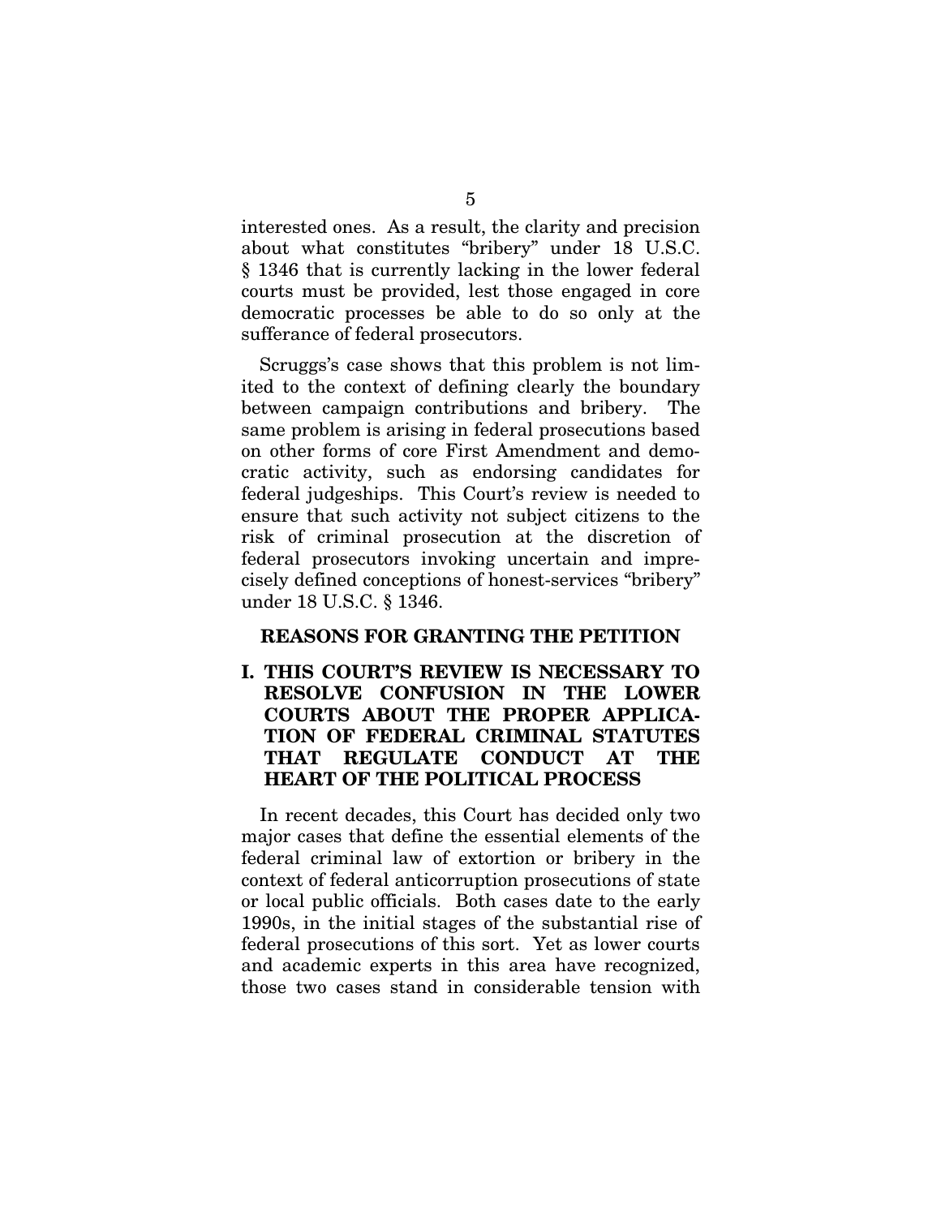interested ones. As a result, the clarity and precision about what constitutes "bribery" under 18 U.S.C. § 1346 that is currently lacking in the lower federal courts must be provided, lest those engaged in core democratic processes be able to do so only at the sufferance of federal prosecutors.

Scruggs's case shows that this problem is not limited to the context of defining clearly the boundary between campaign contributions and bribery. The same problem is arising in federal prosecutions based on other forms of core First Amendment and democratic activity, such as endorsing candidates for federal judgeships. This Court's review is needed to ensure that such activity not subject citizens to the risk of criminal prosecution at the discretion of federal prosecutors invoking uncertain and imprecisely defined conceptions of honest-services "bribery" under 18 U.S.C. § 1346.

## REASONS FOR GRANTING THE PETITION

### I. THIS COURT'S REVIEW IS NECESSARY TO RESOLVE CONFUSION IN THE LOWER COURTS ABOUT THE PROPER APPLICATION OF FEDERAL CRIMINAL STATUTES THAT REGULATE CONDUCT AT THE HEART OF THE POLITICAL PROCESS

In recent decades, this Court has decided only two major cases that define the essential elements of the federal criminal law of extortion or bribery in the context of federal anticorruption prosecutions of state or local public officials. Both cases date to the early 1990s, in the initial stages of the substantial rise of federal prosecutions of this sort. Yet as lower courts and academic experts in this area have recognized, those two cases stand in considerable tension with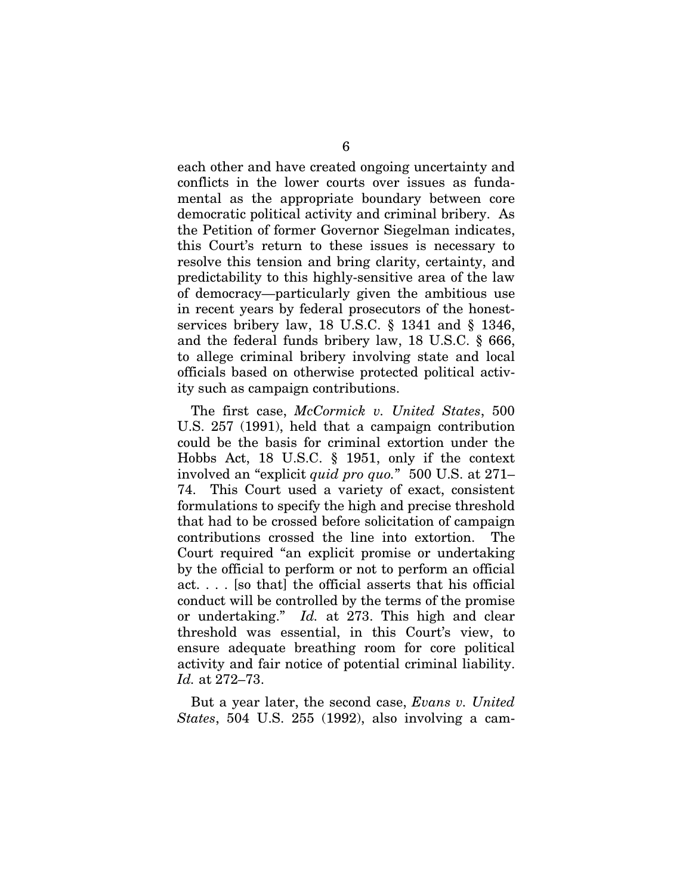each other and have created ongoing uncertainty and conflicts in the lower courts over issues as fundamental as the appropriate boundary between core democratic political activity and criminal bribery. As the Petition of former Governor Siegelman indicates, this Court's return to these issues is necessary to resolve this tension and bring clarity, certainty, and predictability to this highly-sensitive area of the law of democracy—particularly given the ambitious use in recent years by federal prosecutors of the honest-services bribery law, 18 U.S.C. § 1341 and § 1346, and the federal funds bribery law, 18 U.S.C. § 666, to allege criminal bribery involving state and local officials based on otherwise protected political activity such as campaign contributions.

The first case, *McCormick v. United States*, 500 U.S. 257 (1991), held that a campaign contribution could be the basis for criminal extortion under the Hobbs Act, 18 U.S.C. § 1951, only if the context involved an "explicit *quid pro quo.*" 500 U.S. at 271–74. This Court used a variety of exact, consistent formulations to specify the high and precise threshold that had to be crossed before solicitation of campaign contributions crossed the line into extortion. The Court required "an explicit promise or undertaking by the official to perform or not to perform an official act. . . . [so that] the official asserts that his official conduct will be controlled by the terms of the promise or undertaking." *Id.* at 273. This high and clear threshold was essential, in this Court's view, to ensure adequate breathing room for core political activity and fair notice of potential criminal liability. *Id.* at 272–73.

But a year later, the second case, *Evans v. United States*, 504 U.S. 255 (1992), also involving a cam-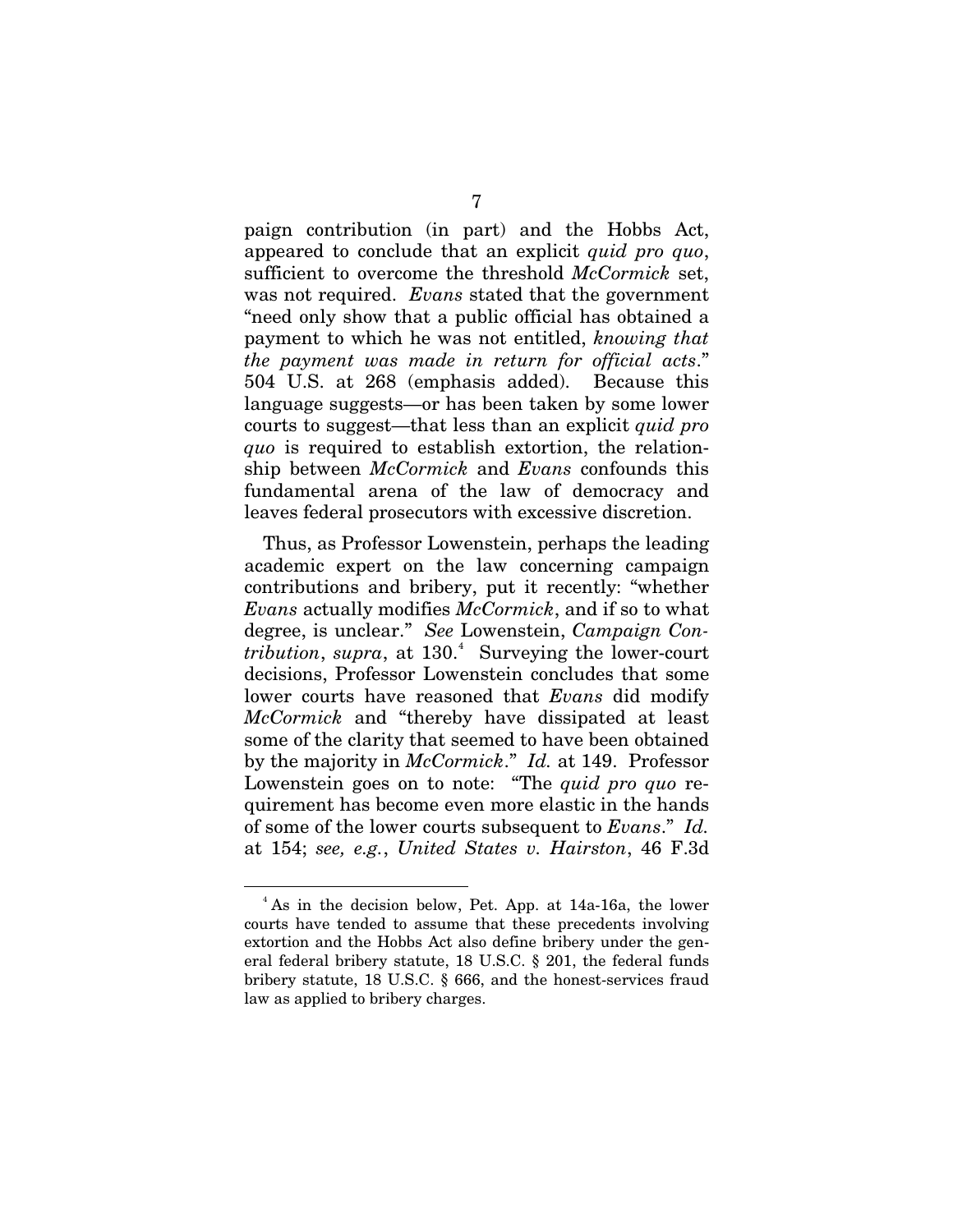paign contribution (in part) and the Hobbs Act, appeared to conclude that an explicit *quid pro quo*, sufficient to overcome the threshold *McCormick* set, was not required. *Evans* stated that the government "need only show that a public official has obtained a payment to which he was not entitled, *knowing that the payment was made in return for official acts*." 504 U.S. at 268 (emphasis added). Because this language suggests—or has been taken by some lower courts to suggest—that less than an explicit *quid pro quo* is required to establish extortion, the relationship between *McCormick* and *Evans* confounds this fundamental arena of the law of democracy and leaves federal prosecutors with excessive discretion.

Thus, as Professor Lowenstein, perhaps the leading academic expert on the law concerning campaign contributions and bribery, put it recently: "whether *Evans* actually modifies *McCormick*, and if so to what degree, is unclear." *See* Lowenstein, *Campaign Contribution*, *supra*, at 130.[4] Surveying the lower-court decisions, Professor Lowenstein concludes that some lower courts have reasoned that *Evans* did modify *McCormick* and "thereby have dissipated at least some of the clarity that seemed to have been obtained by the majority in *McCormick*." *Id.* at 149. Professor Lowenstein goes on to note: "The *quid pro quo* requirement has become even more elastic in the hands of some of the lower courts subsequent to *Evans*." *Id.* at 154; *see, e.g.*, *United States v. Hairston*, 46 F.3d

---

[4] As in the decision below, Pet. App. at 14a-16a, the lower courts have tended to assume that these precedents involving extortion and the Hobbs Act also define bribery under the general federal bribery statute, 18 U.S.C. § 201, the federal funds bribery statute, 18 U.S.C. § 666, and the honest-services fraud law as applied to bribery charges.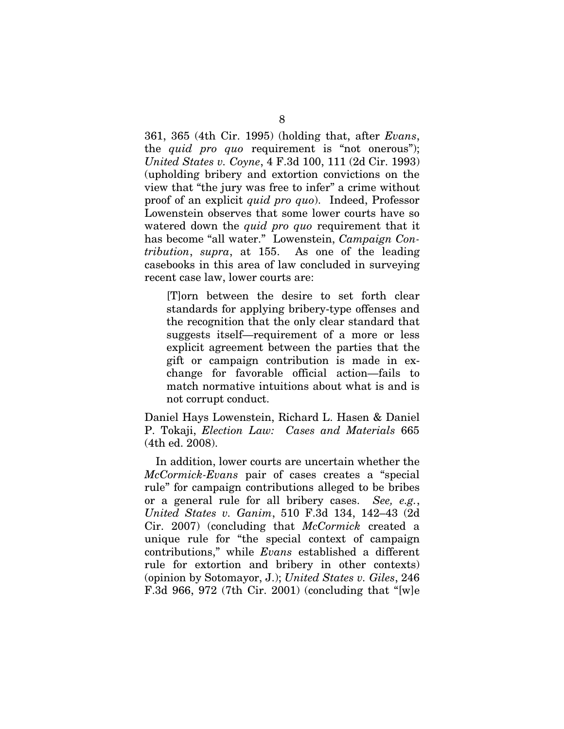361, 365 (4th Cir. 1995) (holding that, after *Evans*, the *quid pro quo* requirement is "not onerous"); *United States v. Coyne*, 4 F.3d 100, 111 (2d Cir. 1993) (upholding bribery and extortion convictions on the view that "the jury was free to infer" a crime without proof of an explicit *quid pro quo*). Indeed, Professor Lowenstein observes that some lower courts have so watered down the *quid pro quo* requirement that it has become "all water." Lowenstein, *Campaign Contribution*, *supra*, at 155. As one of the leading casebooks in this area of law concluded in surveying recent case law, lower courts are:

> [T]orn between the desire to set forth clear standards for applying bribery-type offenses and the recognition that the only clear standard that suggests itself—requirement of a more or less explicit agreement between the parties that the gift or campaign contribution is made in exchange for favorable official action—fails to match normative intuitions about what is and is not corrupt conduct.

Daniel Hays Lowenstein, Richard L. Hasen & Daniel P. Tokaji, *Election Law: Cases and Materials* 665 (4th ed. 2008).

In addition, lower courts are uncertain whether the *McCormick-Evans* pair of cases creates a "special rule" for campaign contributions alleged to be bribes or a general rule for all bribery cases. *See, e.g.*, *United States v. Ganim*, 510 F.3d 134, 142–43 (2d Cir. 2007) (concluding that *McCormick* created a unique rule for "the special context of campaign contributions," while *Evans* established a different rule for extortion and bribery in other contexts) (opinion by Sotomayor, J.); *United States v. Giles*, 246 F.3d 966, 972 (7th Cir. 2001) (concluding that "[w]e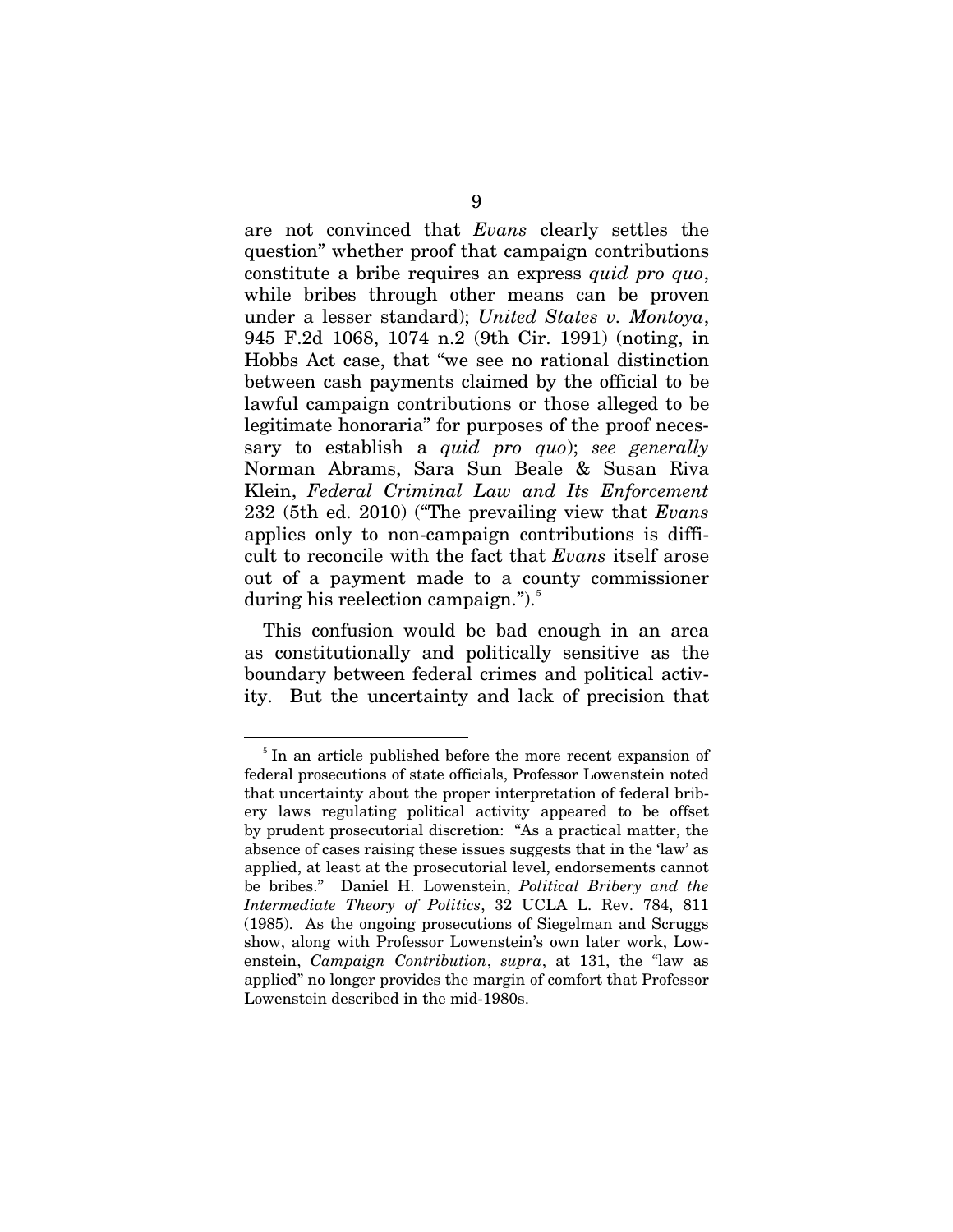are not convinced that *Evans* clearly settles the question" whether proof that campaign contributions constitute a bribe requires an express *quid pro quo*, while bribes through other means can be proven under a lesser standard); *United States v. Montoya*, 945 F.2d 1068, 1074 n.2 (9th Cir. 1991) (noting, in Hobbs Act case, that "we see no rational distinction between cash payments claimed by the official to be lawful campaign contributions or those alleged to be legitimate honoraria" for purposes of the proof necessary to establish a *quid pro quo*); *see generally* Norman Abrams, Sara Sun Beale & Susan Riva Klein, *Federal Criminal Law and Its Enforcement* 232 (5th ed. 2010) ("The prevailing view that *Evans* applies only to non-campaign contributions is difficult to reconcile with the fact that *Evans* itself arose out of a payment made to a county commissioner during his reelection campaign.").[5]

This confusion would be bad enough in an area as constitutionally and politically sensitive as the boundary between federal crimes and political activity. But the uncertainty and lack of precision that

---

[5] In an article published before the more recent expansion of federal prosecutions of state officials, Professor Lowenstein noted that uncertainty about the proper interpretation of federal bribery laws regulating political activity appeared to be offset by prudent prosecutorial discretion: "As a practical matter, the absence of cases raising these issues suggests that in the 'law' as applied, at least at the prosecutorial level, endorsements cannot be bribes." Daniel H. Lowenstein, *Political Bribery and the Intermediate Theory of Politics*, 32 UCLA L. Rev. 784, 811 (1985). As the ongoing prosecutions of Siegelman and Scruggs show, along with Professor Lowenstein's own later work, Lowenstein, *Campaign Contribution*, *supra*, at 131, the "law as applied" no longer provides the margin of comfort that Professor Lowenstein described in the mid-1980s.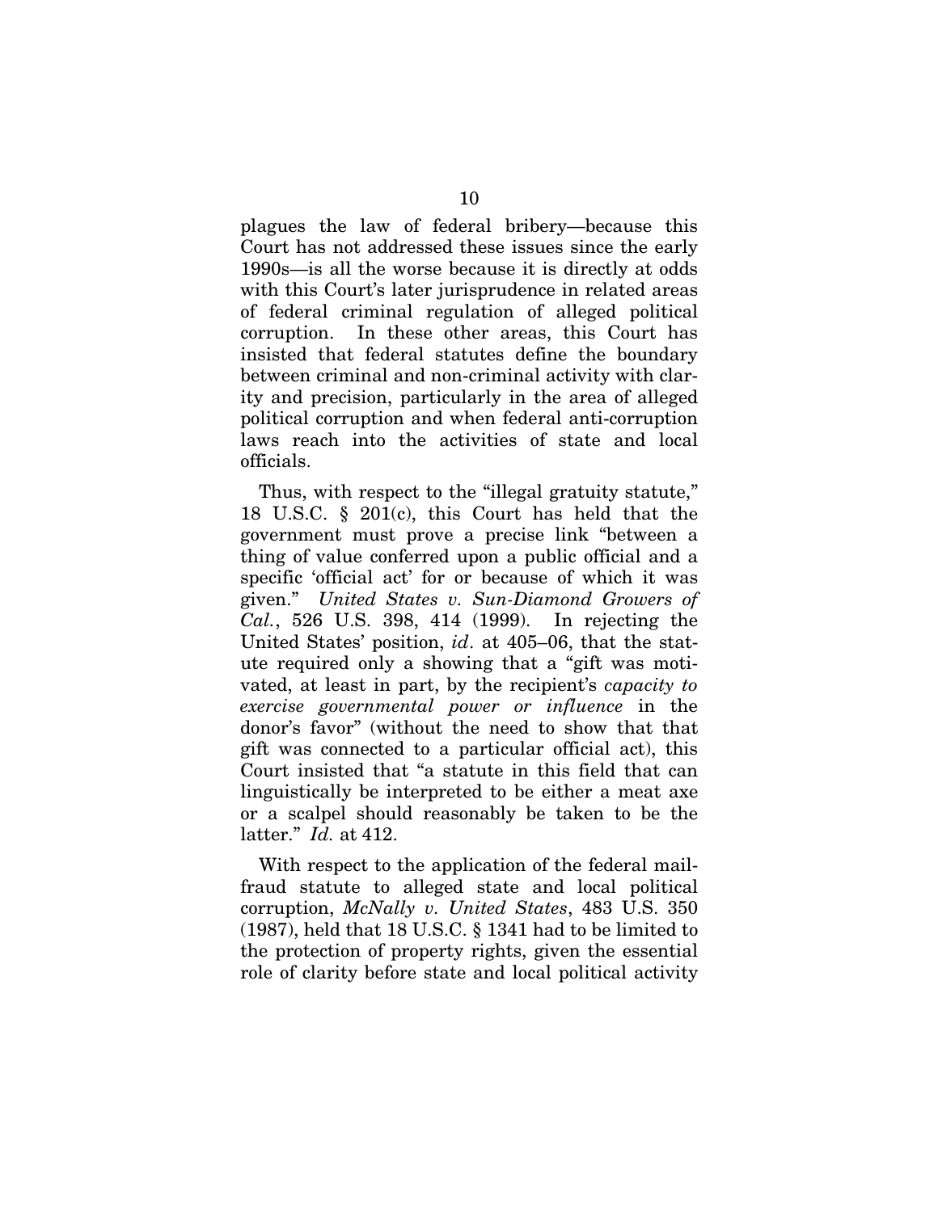plagues the law of federal bribery—because this Court has not addressed these issues since the early 1990s—is all the worse because it is directly at odds with this Court's later jurisprudence in related areas of federal criminal regulation of alleged political corruption. In these other areas, this Court has insisted that federal statutes define the boundary between criminal and non-criminal activity with clarity and precision, particularly in the area of alleged political corruption and when federal anti-corruption laws reach into the activities of state and local officials.

Thus, with respect to the "illegal gratuity statute," 18 U.S.C. § 201(c), this Court has held that the government must prove a precise link "between a thing of value conferred upon a public official and a specific 'official act' for or because of which it was given." *United States v. Sun-Diamond Growers of Cal.*, 526 U.S. 398, 414 (1999). In rejecting the United States' position, *id*. at 405–06, that the statute required only a showing that a "gift was motivated, at least in part, by the recipient's *capacity to exercise governmental power or influence* in the donor's favor" (without the need to show that that gift was connected to a particular official act), this Court insisted that "a statute in this field that can linguistically be interpreted to be either a meat axe or a scalpel should reasonably be taken to be the latter." *Id.* at 412.

With respect to the application of the federal mail-fraud statute to alleged state and local political corruption, *McNally v. United States*, 483 U.S. 350 (1987), held that 18 U.S.C. § 1341 had to be limited to the protection of property rights, given the essential role of clarity before state and local political activity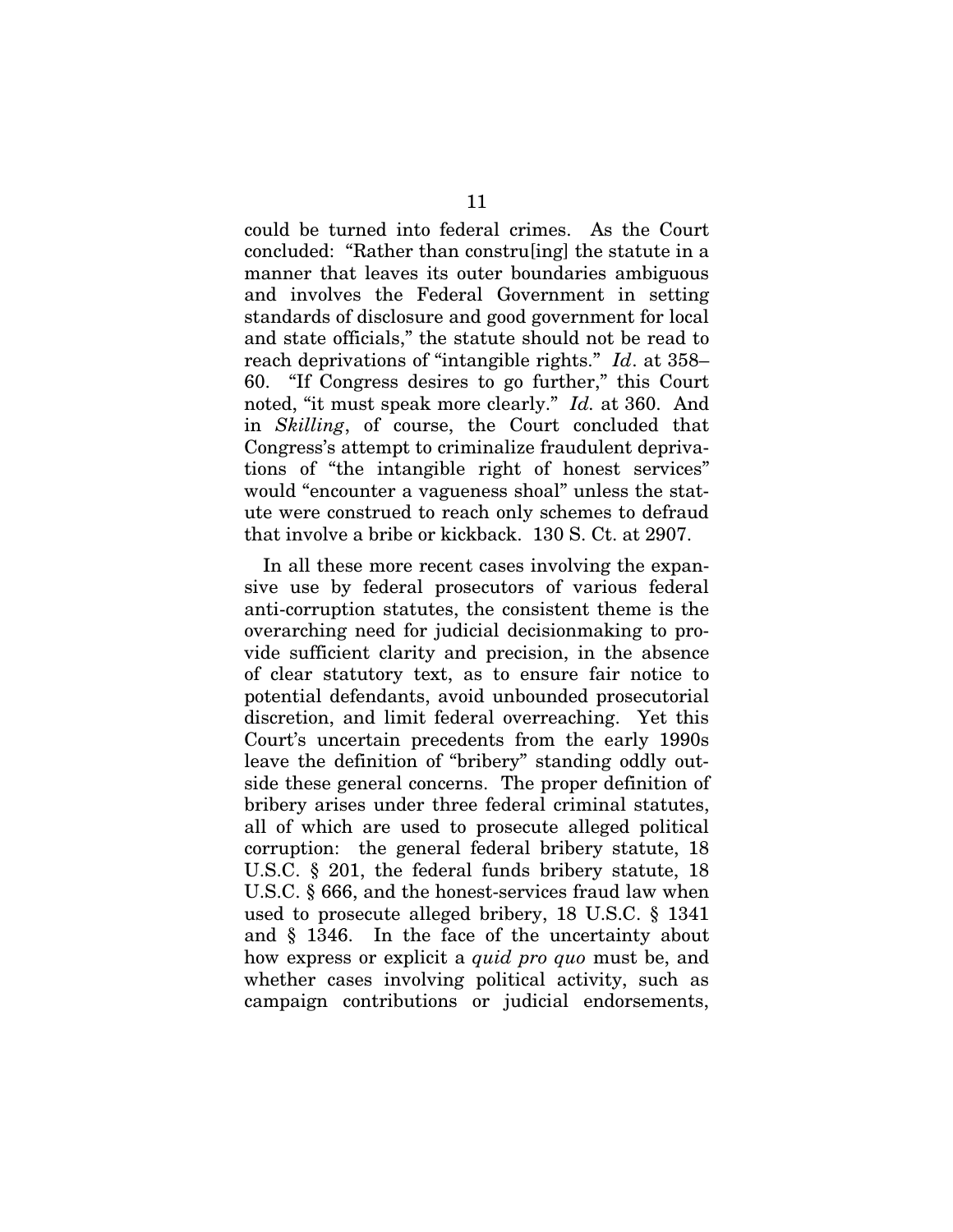could be turned into federal crimes. As the Court concluded: "Rather than constru[ing] the statute in a manner that leaves its outer boundaries ambiguous and involves the Federal Government in setting standards of disclosure and good government for local and state officials," the statute should not be read to reach deprivations of "intangible rights." *Id*. at 358–60. "If Congress desires to go further," this Court noted, "it must speak more clearly." *Id.* at 360. And in *Skilling*, of course, the Court concluded that Congress's attempt to criminalize fraudulent deprivations of "the intangible right of honest services" would "encounter a vagueness shoal" unless the statute were construed to reach only schemes to defraud that involve a bribe or kickback. 130 S. Ct. at 2907.

In all these more recent cases involving the expansive use by federal prosecutors of various federal anti-corruption statutes, the consistent theme is the overarching need for judicial decisionmaking to provide sufficient clarity and precision, in the absence of clear statutory text, as to ensure fair notice to potential defendants, avoid unbounded prosecutorial discretion, and limit federal overreaching. Yet this Court's uncertain precedents from the early 1990s leave the definition of "bribery" standing oddly outside these general concerns. The proper definition of bribery arises under three federal criminal statutes, all of which are used to prosecute alleged political corruption: the general federal bribery statute, 18 U.S.C. § 201, the federal funds bribery statute, 18 U.S.C. § 666, and the honest-services fraud law when used to prosecute alleged bribery, 18 U.S.C. § 1341 and § 1346. In the face of the uncertainty about how express or explicit a *quid pro quo* must be, and whether cases involving political activity, such as campaign contributions or judicial endorsements,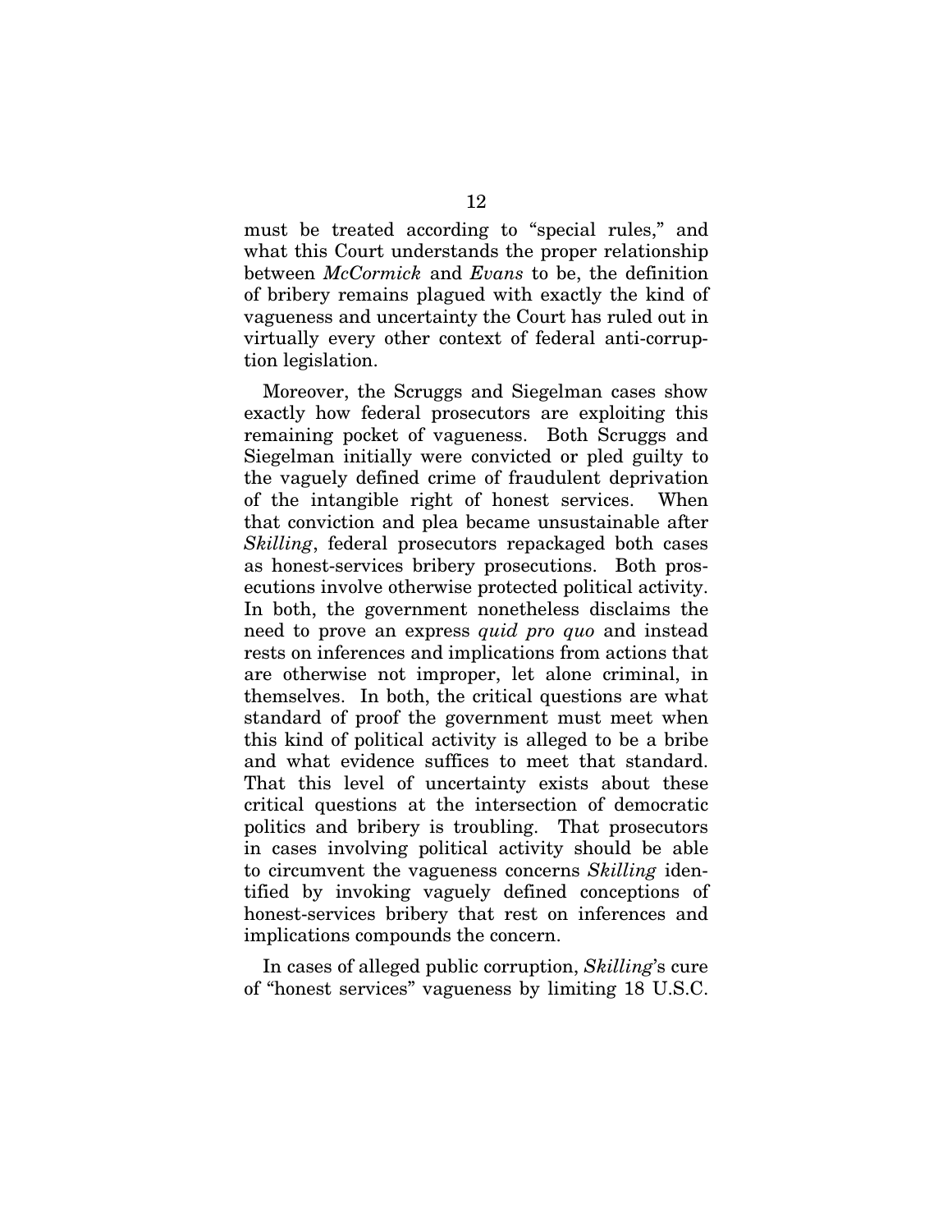must be treated according to "special rules," and what this Court understands the proper relationship between *McCormick* and *Evans* to be, the definition of bribery remains plagued with exactly the kind of vagueness and uncertainty the Court has ruled out in virtually every other context of federal anti-corruption legislation.

Moreover, the Scruggs and Siegelman cases show exactly how federal prosecutors are exploiting this remaining pocket of vagueness. Both Scruggs and Siegelman initially were convicted or pled guilty to the vaguely defined crime of fraudulent deprivation of the intangible right of honest services. When that conviction and plea became unsustainable after *Skilling*, federal prosecutors repackaged both cases as honest-services bribery prosecutions. Both prosecutions involve otherwise protected political activity. In both, the government nonetheless disclaims the need to prove an express *quid pro quo* and instead rests on inferences and implications from actions that are otherwise not improper, let alone criminal, in themselves. In both, the critical questions are what standard of proof the government must meet when this kind of political activity is alleged to be a bribe and what evidence suffices to meet that standard. That this level of uncertainty exists about these critical questions at the intersection of democratic politics and bribery is troubling. That prosecutors in cases involving political activity should be able to circumvent the vagueness concerns *Skilling* identified by invoking vaguely defined conceptions of honest-services bribery that rest on inferences and implications compounds the concern.

In cases of alleged public corruption, *Skilling*'s cure of "honest services" vagueness by limiting 18 U.S.C.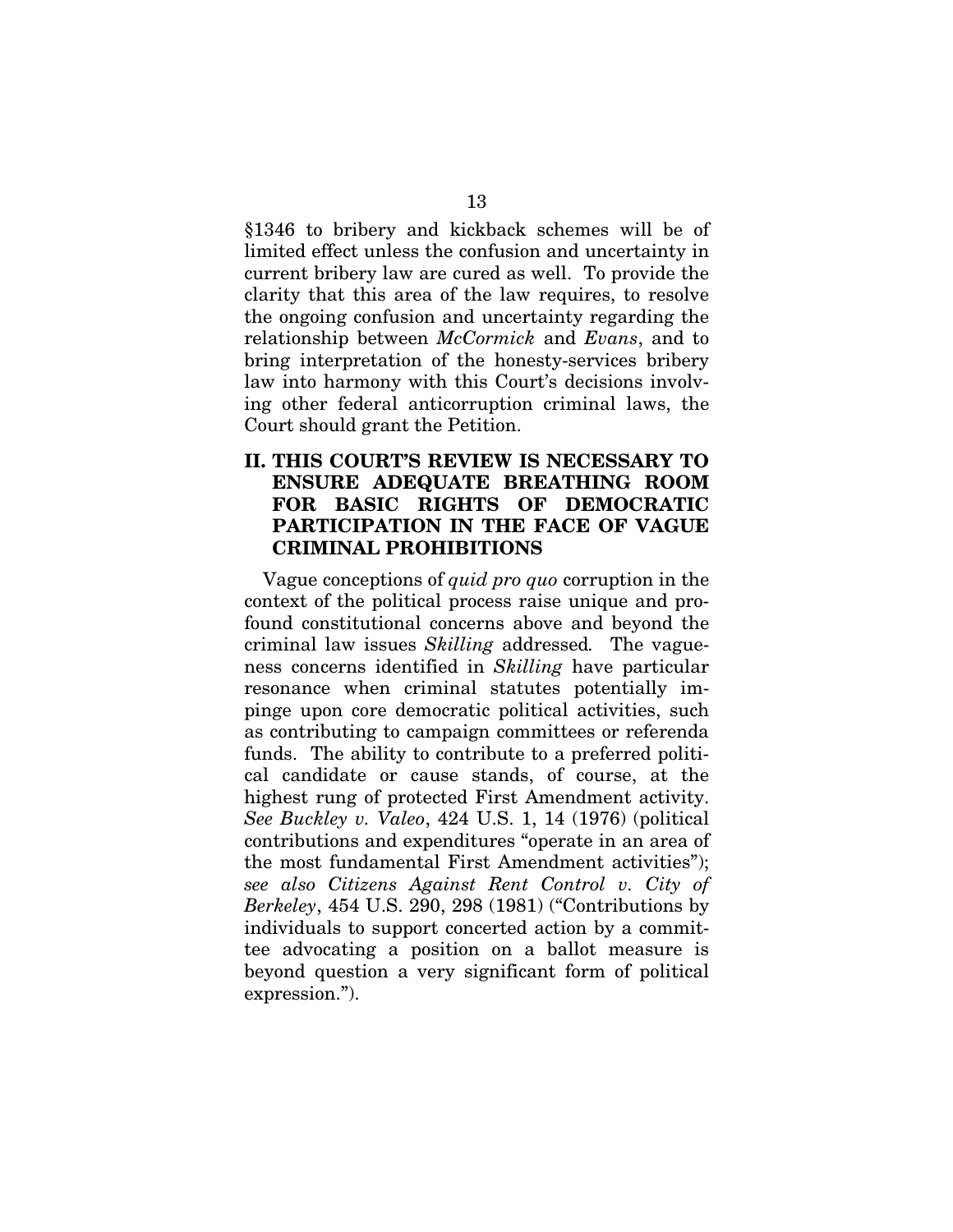§1346 to bribery and kickback schemes will be of limited effect unless the confusion and uncertainty in current bribery law are cured as well. To provide the clarity that this area of the law requires, to resolve the ongoing confusion and uncertainty regarding the relationship between *McCormick* and *Evans*, and to bring interpretation of the honesty-services bribery law into harmony with this Court's decisions involving other federal anticorruption criminal laws, the Court should grant the Petition.

## II. THIS COURT'S REVIEW IS NECESSARY TO ENSURE ADEQUATE BREATHING ROOM FOR BASIC RIGHTS OF DEMOCRATIC PARTICIPATION IN THE FACE OF VAGUE CRIMINAL PROHIBITIONS

Vague conceptions of *quid pro quo* corruption in the context of the political process raise unique and profound constitutional concerns above and beyond the criminal law issues *Skilling* addressed. The vagueness concerns identified in *Skilling* have particular resonance when criminal statutes potentially impinge upon core democratic political activities, such as contributing to campaign committees or referenda funds. The ability to contribute to a preferred political candidate or cause stands, of course, at the highest rung of protected First Amendment activity. *See Buckley v. Valeo*, 424 U.S. 1, 14 (1976) (political contributions and expenditures "operate in an area of the most fundamental First Amendment activities"); *see also Citizens Against Rent Control v. City of Berkeley*, 454 U.S. 290, 298 (1981) ("Contributions by individuals to support concerted action by a committee advocating a position on a ballot measure is beyond question a very significant form of political expression.").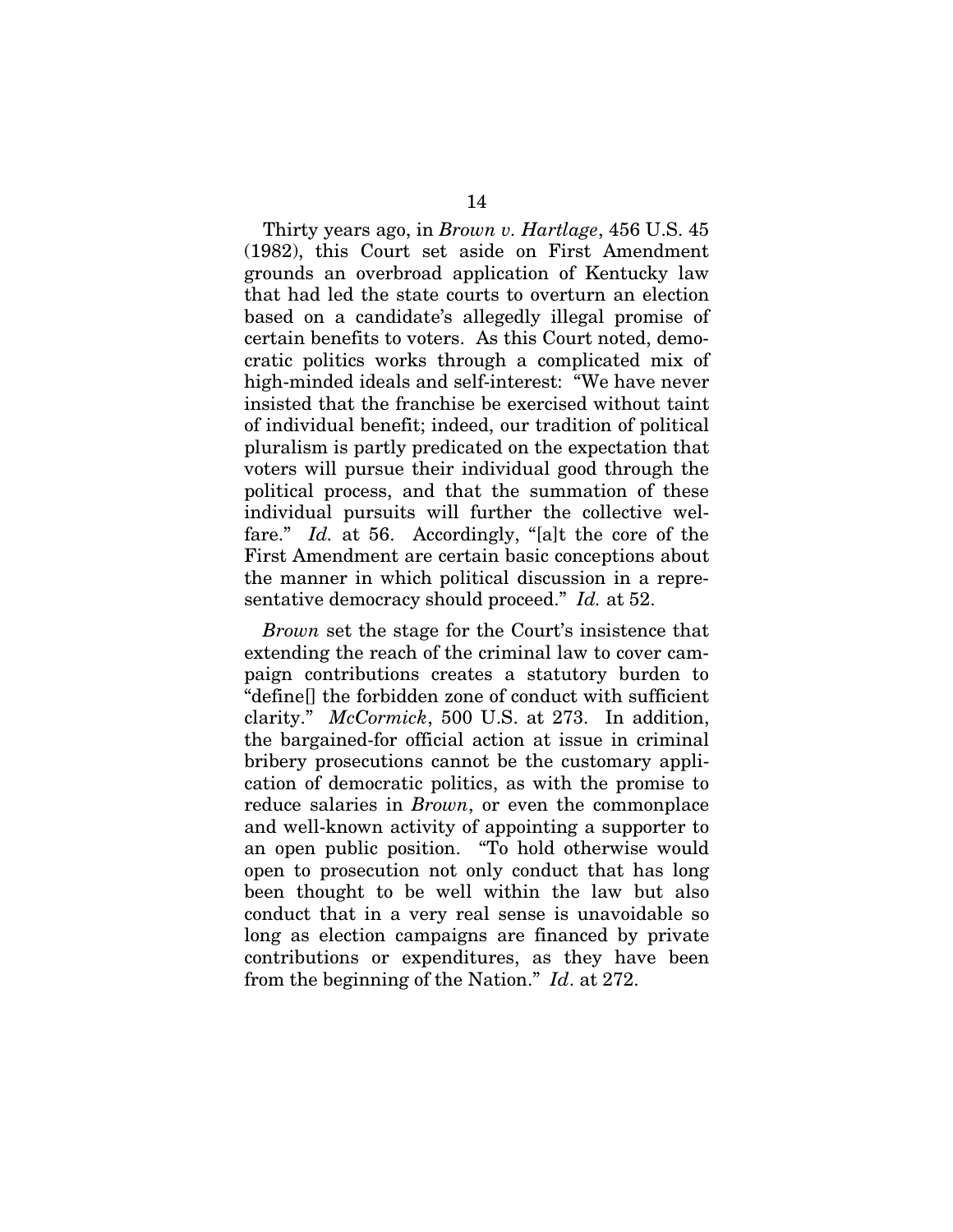Thirty years ago, in *Brown v. Hartlage*, 456 U.S. 45 (1982), this Court set aside on First Amendment grounds an overbroad application of Kentucky law that had led the state courts to overturn an election based on a candidate's allegedly illegal promise of certain benefits to voters. As this Court noted, democratic politics works through a complicated mix of high-minded ideals and self-interest: "We have never insisted that the franchise be exercised without taint of individual benefit; indeed, our tradition of political pluralism is partly predicated on the expectation that voters will pursue their individual good through the political process, and that the summation of these individual pursuits will further the collective welfare." *Id.* at 56. Accordingly, "[a]t the core of the First Amendment are certain basic conceptions about the manner in which political discussion in a representative democracy should proceed." *Id.* at 52.

*Brown* set the stage for the Court's insistence that extending the reach of the criminal law to cover campaign contributions creates a statutory burden to "define[] the forbidden zone of conduct with sufficient clarity." *McCormick*, 500 U.S. at 273. In addition, the bargained-for official action at issue in criminal bribery prosecutions cannot be the customary application of democratic politics, as with the promise to reduce salaries in *Brown*, or even the commonplace and well-known activity of appointing a supporter to an open public position. "To hold otherwise would open to prosecution not only conduct that has long been thought to be well within the law but also conduct that in a very real sense is unavoidable so long as election campaigns are financed by private contributions or expenditures, as they have been from the beginning of the Nation." *Id*. at 272.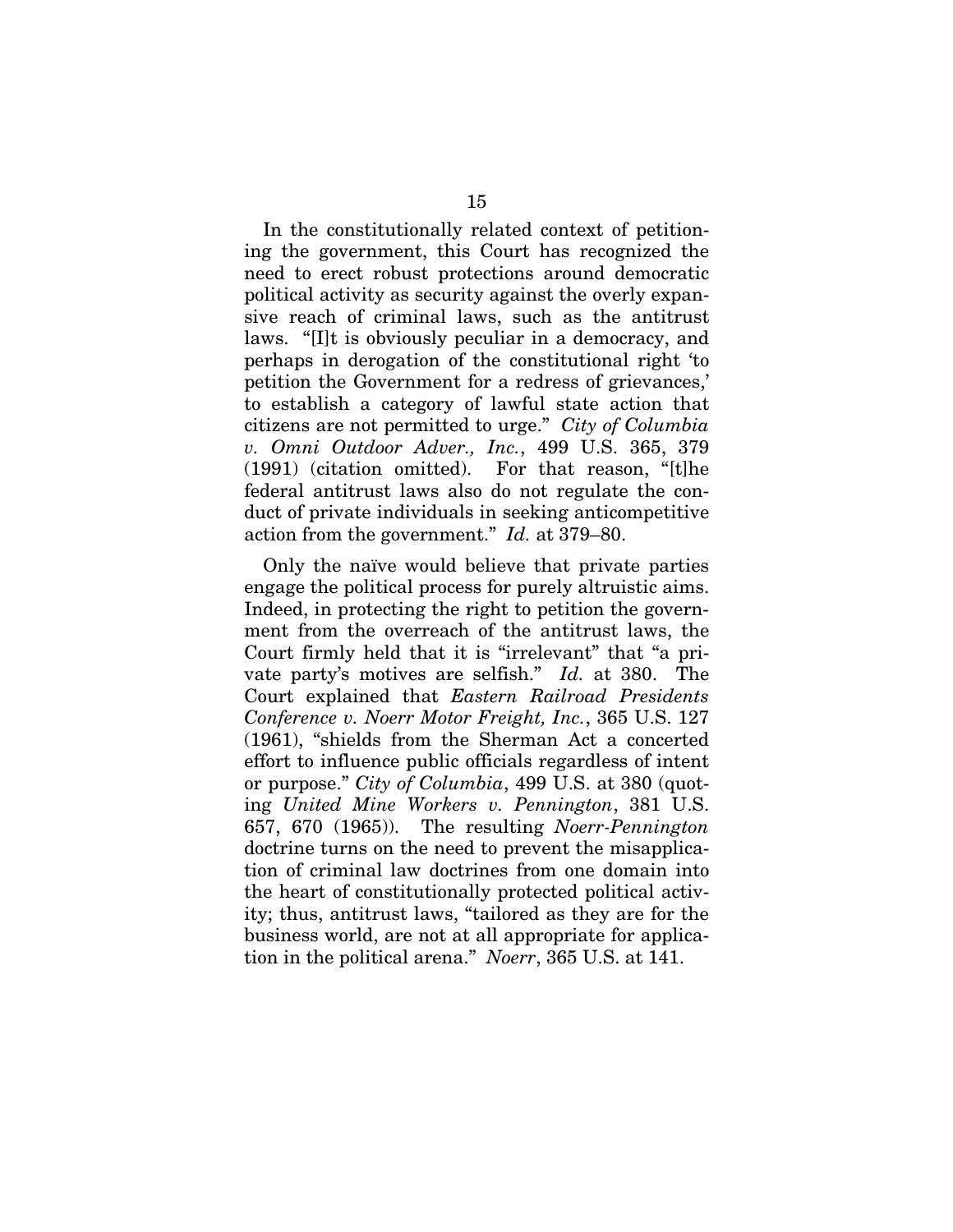In the constitutionally related context of petitioning the government, this Court has recognized the need to erect robust protections around democratic political activity as security against the overly expansive reach of criminal laws, such as the antitrust laws. "[I]t is obviously peculiar in a democracy, and perhaps in derogation of the constitutional right 'to petition the Government for a redress of grievances,' to establish a category of lawful state action that citizens are not permitted to urge." *City of Columbia v. Omni Outdoor Adver., Inc.*, 499 U.S. 365, 379 (1991) (citation omitted). For that reason, "[t]he federal antitrust laws also do not regulate the conduct of private individuals in seeking anticompetitive action from the government." *Id.* at 379–80.

Only the naïve would believe that private parties engage the political process for purely altruistic aims. Indeed, in protecting the right to petition the government from the overreach of the antitrust laws, the Court firmly held that it is "irrelevant" that "a private party's motives are selfish." *Id.* at 380. The Court explained that *Eastern Railroad Presidents Conference v. Noerr Motor Freight, Inc.*, 365 U.S. 127 (1961), "shields from the Sherman Act a concerted effort to influence public officials regardless of intent or purpose." *City of Columbia*, 499 U.S. at 380 (quoting *United Mine Workers v. Pennington*, 381 U.S. 657, 670 (1965)). The resulting *Noerr-Pennington* doctrine turns on the need to prevent the misapplication of criminal law doctrines from one domain into the heart of constitutionally protected political activity; thus, antitrust laws, "tailored as they are for the business world, are not at all appropriate for application in the political arena." *Noerr*, 365 U.S. at 141.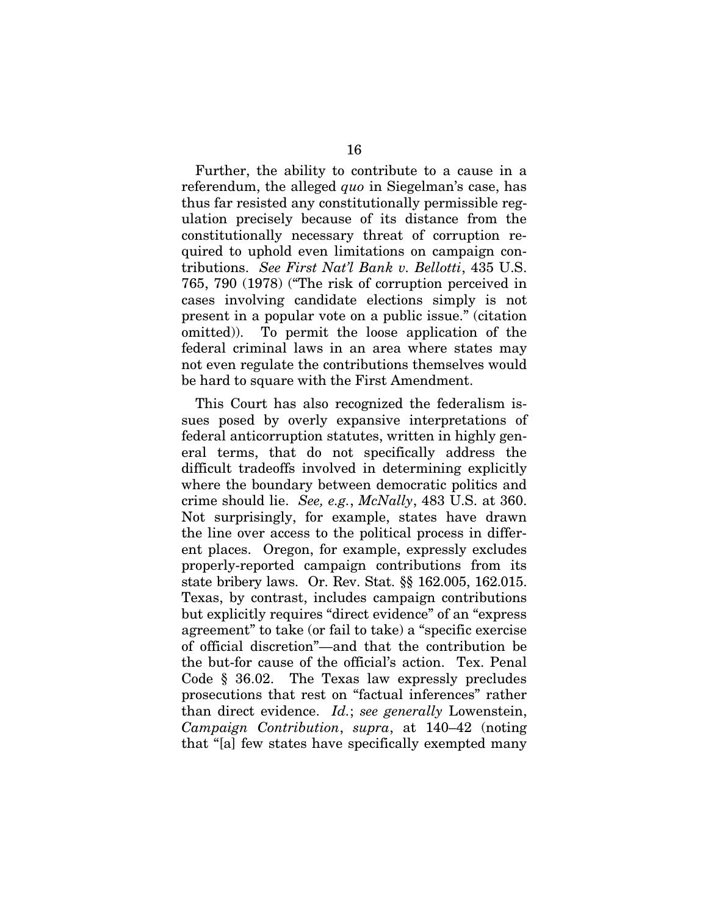Further, the ability to contribute to a cause in a referendum, the alleged *quo* in Siegelman's case, has thus far resisted any constitutionally permissible regulation precisely because of its distance from the constitutionally necessary threat of corruption required to uphold even limitations on campaign contributions. *See First Nat'l Bank v. Bellotti*, 435 U.S. 765, 790 (1978) ("The risk of corruption perceived in cases involving candidate elections simply is not present in a popular vote on a public issue." (citation omitted)). To permit the loose application of the federal criminal laws in an area where states may not even regulate the contributions themselves would be hard to square with the First Amendment.

This Court has also recognized the federalism issues posed by overly expansive interpretations of federal anticorruption statutes, written in highly general terms, that do not specifically address the difficult tradeoffs involved in determining explicitly where the boundary between democratic politics and crime should lie. *See, e.g.*, *McNally*, 483 U.S. at 360. Not surprisingly, for example, states have drawn the line over access to the political process in different places. Oregon, for example, expressly excludes properly-reported campaign contributions from its state bribery laws. Or. Rev. Stat. §§ 162.005, 162.015. Texas, by contrast, includes campaign contributions but explicitly requires "direct evidence" of an "express agreement" to take (or fail to take) a "specific exercise of official discretion"—and that the contribution be the but-for cause of the official's action. Tex. Penal Code § 36.02. The Texas law expressly precludes prosecutions that rest on "factual inferences" rather than direct evidence. *Id.*; *see generally* Lowenstein, *Campaign Contribution*, *supra*, at 140–42 (noting that "[a] few states have specifically exempted many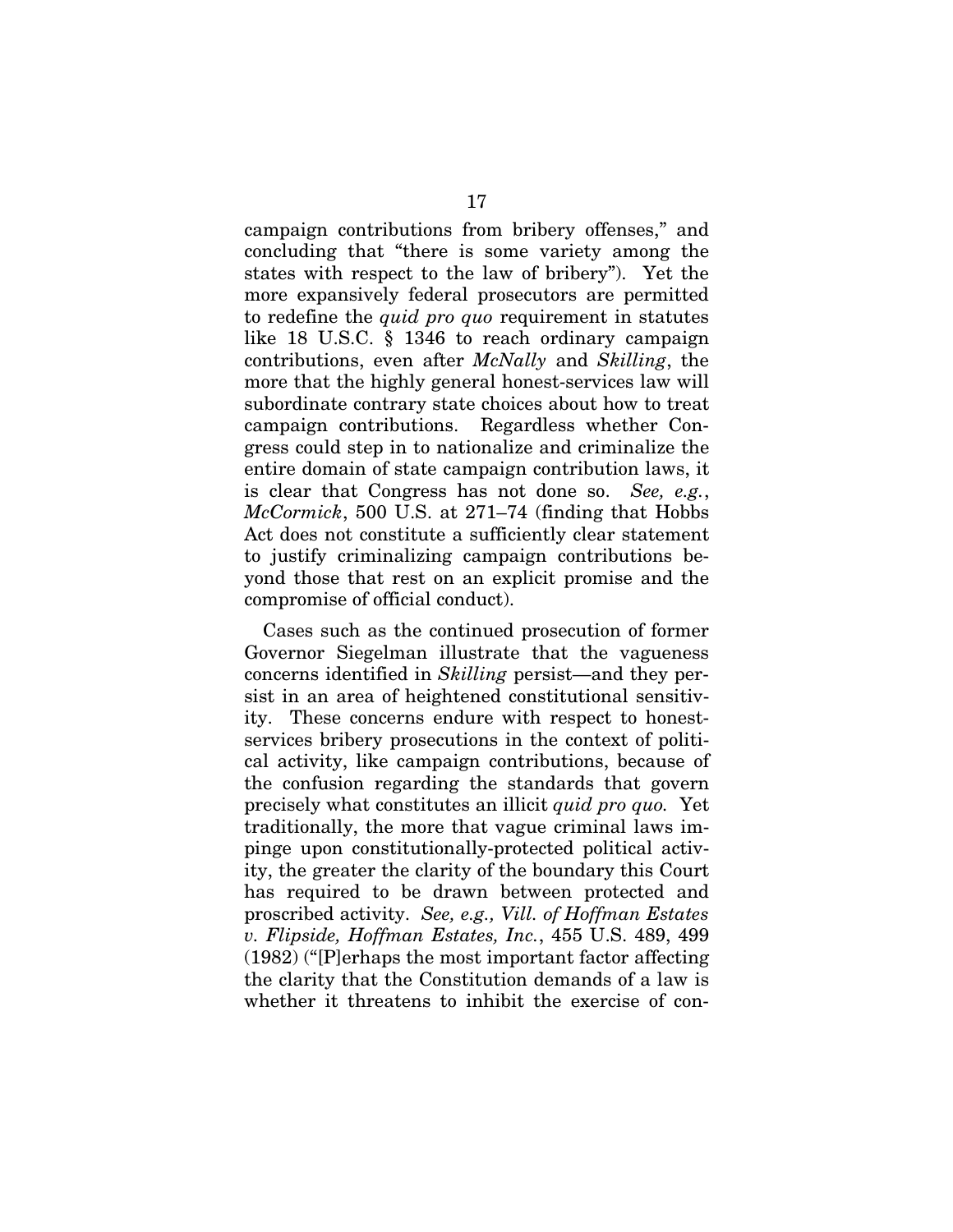campaign contributions from bribery offenses," and concluding that "there is some variety among the states with respect to the law of bribery"). Yet the more expansively federal prosecutors are permitted to redefine the *quid pro quo* requirement in statutes like 18 U.S.C. § 1346 to reach ordinary campaign contributions, even after *McNally* and *Skilling*, the more that the highly general honest-services law will subordinate contrary state choices about how to treat campaign contributions. Regardless whether Congress could step in to nationalize and criminalize the entire domain of state campaign contribution laws, it is clear that Congress has not done so. *See, e.g.*, *McCormick*, 500 U.S. at 271–74 (finding that Hobbs Act does not constitute a sufficiently clear statement to justify criminalizing campaign contributions beyond those that rest on an explicit promise and the compromise of official conduct).

Cases such as the continued prosecution of former Governor Siegelman illustrate that the vagueness concerns identified in *Skilling* persist—and they persist in an area of heightened constitutional sensitivity. These concerns endure with respect to honest-services bribery prosecutions in the context of political activity, like campaign contributions, because of the confusion regarding the standards that govern precisely what constitutes an illicit *quid pro quo.* Yet traditionally, the more that vague criminal laws impinge upon constitutionally-protected political activity, the greater the clarity of the boundary this Court has required to be drawn between protected and proscribed activity. *See, e.g., Vill. of Hoffman Estates v. Flipside, Hoffman Estates, Inc.*, 455 U.S. 489, 499 (1982) ("[P]erhaps the most important factor affecting the clarity that the Constitution demands of a law is whether it threatens to inhibit the exercise of con-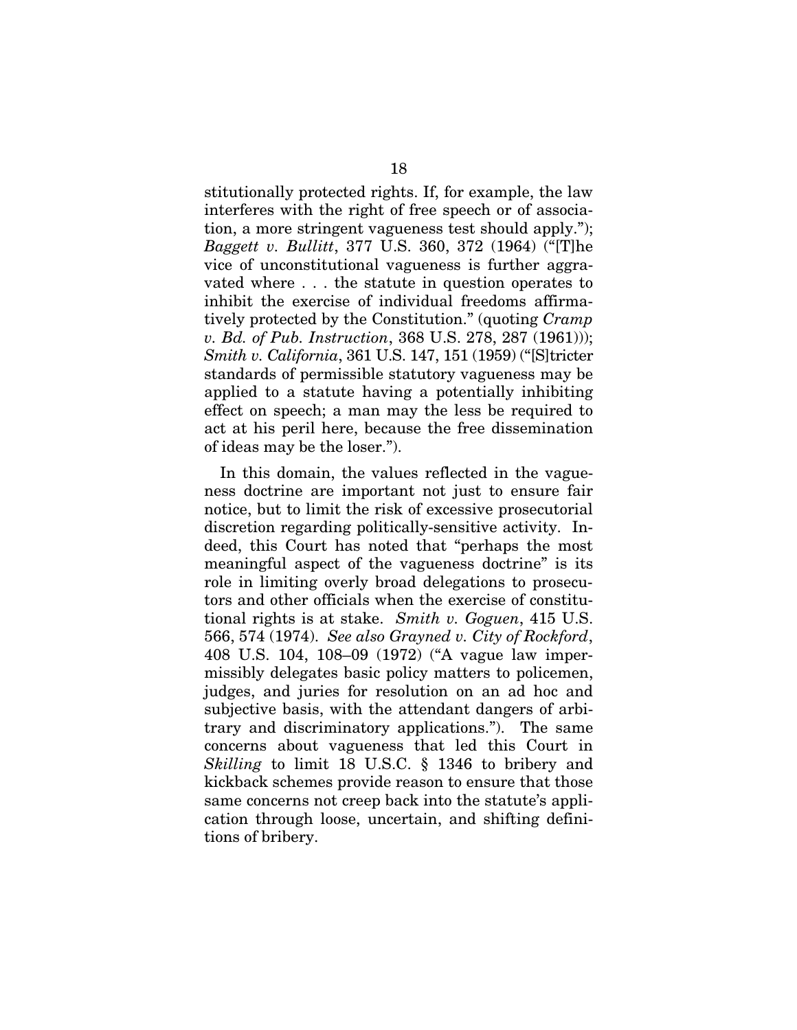stitutionally protected rights. If, for example, the law interferes with the right of free speech or of association, a more stringent vagueness test should apply."); *Baggett v. Bullitt*, 377 U.S. 360, 372 (1964) ("[T]he vice of unconstitutional vagueness is further aggravated where . . . the statute in question operates to inhibit the exercise of individual freedoms affirmatively protected by the Constitution." (quoting *Cramp v. Bd. of Pub. Instruction*, 368 U.S. 278, 287 (1961))); *Smith v. California*, 361 U.S. 147, 151 (1959) ("[S]tricter standards of permissible statutory vagueness may be applied to a statute having a potentially inhibiting effect on speech; a man may the less be required to act at his peril here, because the free dissemination of ideas may be the loser.").

In this domain, the values reflected in the vagueness doctrine are important not just to ensure fair notice, but to limit the risk of excessive prosecutorial discretion regarding politically-sensitive activity. Indeed, this Court has noted that "perhaps the most meaningful aspect of the vagueness doctrine" is its role in limiting overly broad delegations to prosecutors and other officials when the exercise of constitutional rights is at stake. *Smith v. Goguen*, 415 U.S. 566, 574 (1974). *See also Grayned v. City of Rockford*, 408 U.S. 104, 108–09 (1972) ("A vague law impermissibly delegates basic policy matters to policemen, judges, and juries for resolution on an ad hoc and subjective basis, with the attendant dangers of arbitrary and discriminatory applications."). The same concerns about vagueness that led this Court in *Skilling* to limit 18 U.S.C. § 1346 to bribery and kickback schemes provide reason to ensure that those same concerns not creep back into the statute's application through loose, uncertain, and shifting definitions of bribery.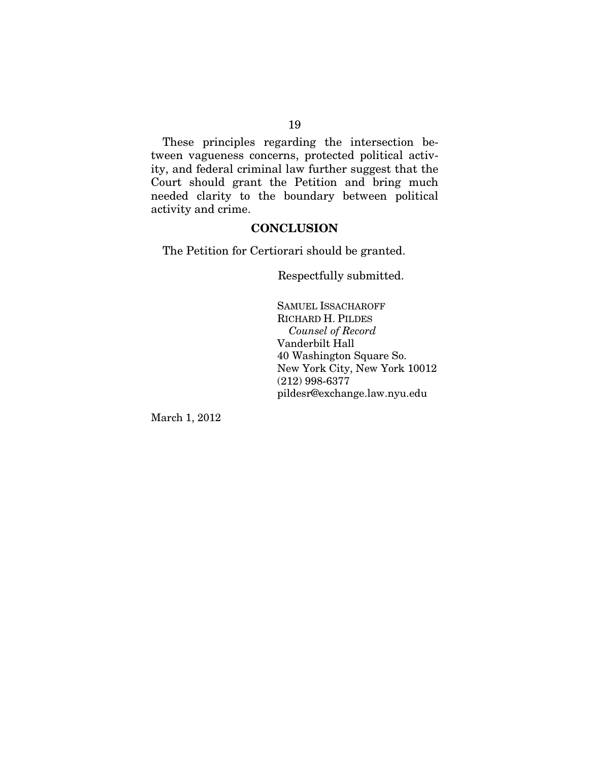These principles regarding the intersection between vagueness concerns, protected political activity, and federal criminal law further suggest that the Court should grant the Petition and bring much needed clarity to the boundary between political activity and crime.

## CONCLUSION

The Petition for Certiorari should be granted.

Respectfully submitted.

SAMUEL ISSACHAROFF
RICHARD H. PILDES
*Counsel of Record*
Vanderbilt Hall
40 Washington Square So.
New York City, New York 10012
(212) 998-6377
pildesr@exchange.law.nyu.edu

March 1, 2012